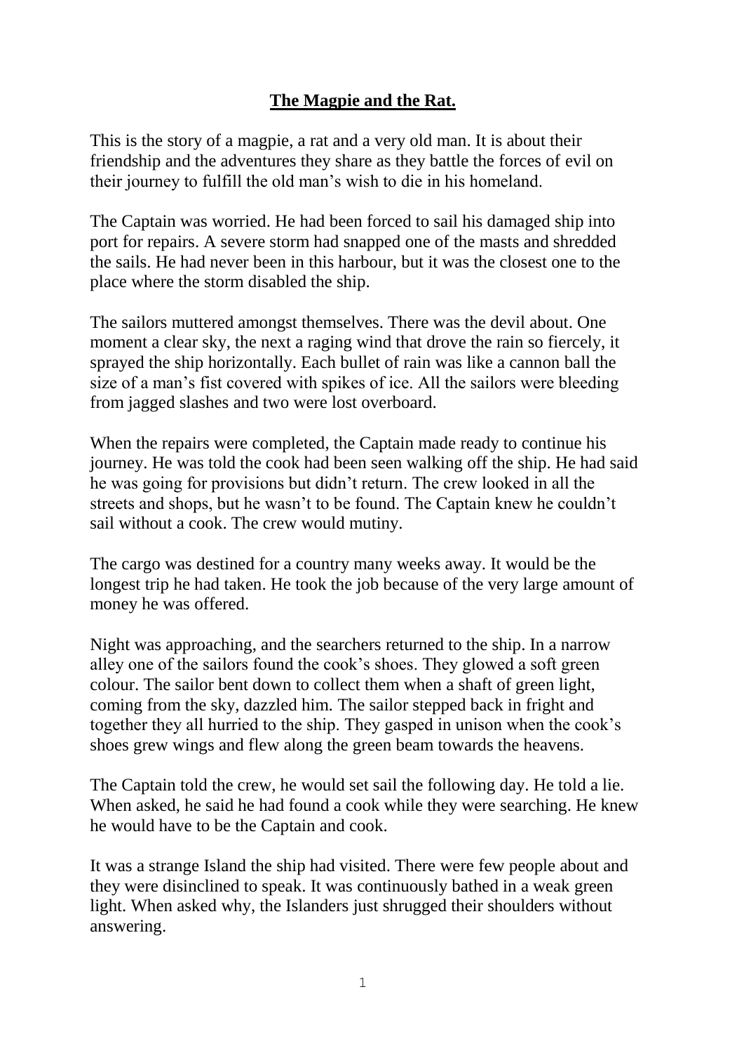# **<u>The Magpie and the Rat.</u>**

This is the story of a magpie, a rat and a very old man. It is about their friendship and the adventures they share as they battle the forces of evil on their journey to fulfill the old man's wish to die in his homeland.

The Captain was worried. He had been forced to sail his damaged ship into port for repairs. A severe storm had snapped one of the masts and shredded the sails. He had never been in this harbour, but it was the closest one to the place where the storm disabled the ship.

The sailors muttered amongst themselves. There was the devil about. One moment a clear sky, the next a raging wind that drove the rain so fiercely, it sprayed the ship horizontally. Each bullet of rain was like a cannon ball the size of a man's fist covered with spikes of ice. All the sailors were bleeding from jagged slashes and two were lost overboard.

When the repairs were completed, the Captain made ready to continue his journey. He was told the cook had been seen walking off the ship. He had said he was going for provisions but didn't return. The crew looked in all the streets and shops, but he wasn't to be found. The Captain knew he couldn't sail without a cook. The crew would mutiny.

The cargo was destined for a country many weeks away. It would be the longest trip he had taken. He took the job because of the very large amount of money he was offered.

Night was approaching, and the searchers returned to the ship. In a narrow alley one of the sailors found the cook's shoes. They glowed a soft green colour. The sailor bent down to collect them when a shaft of green light, coming from the sky, dazzled him. The sailor stepped back in fright and together they all hurried to the ship. They gasped in unison when the cook's shoes grew wings and flew along the green beam towards the heavens.

The Captain told the crew, he would set sail the following day. He told a lie. When asked, he said he had found a cook while they were searching. He knew he would have to be the Captain and cook.

It was a strange Island the ship had visited. There were few people about and they were disinclined to speak. It was continuously bathed in a weak green light. When asked why, the Islanders just shrugged their shoulders without answering.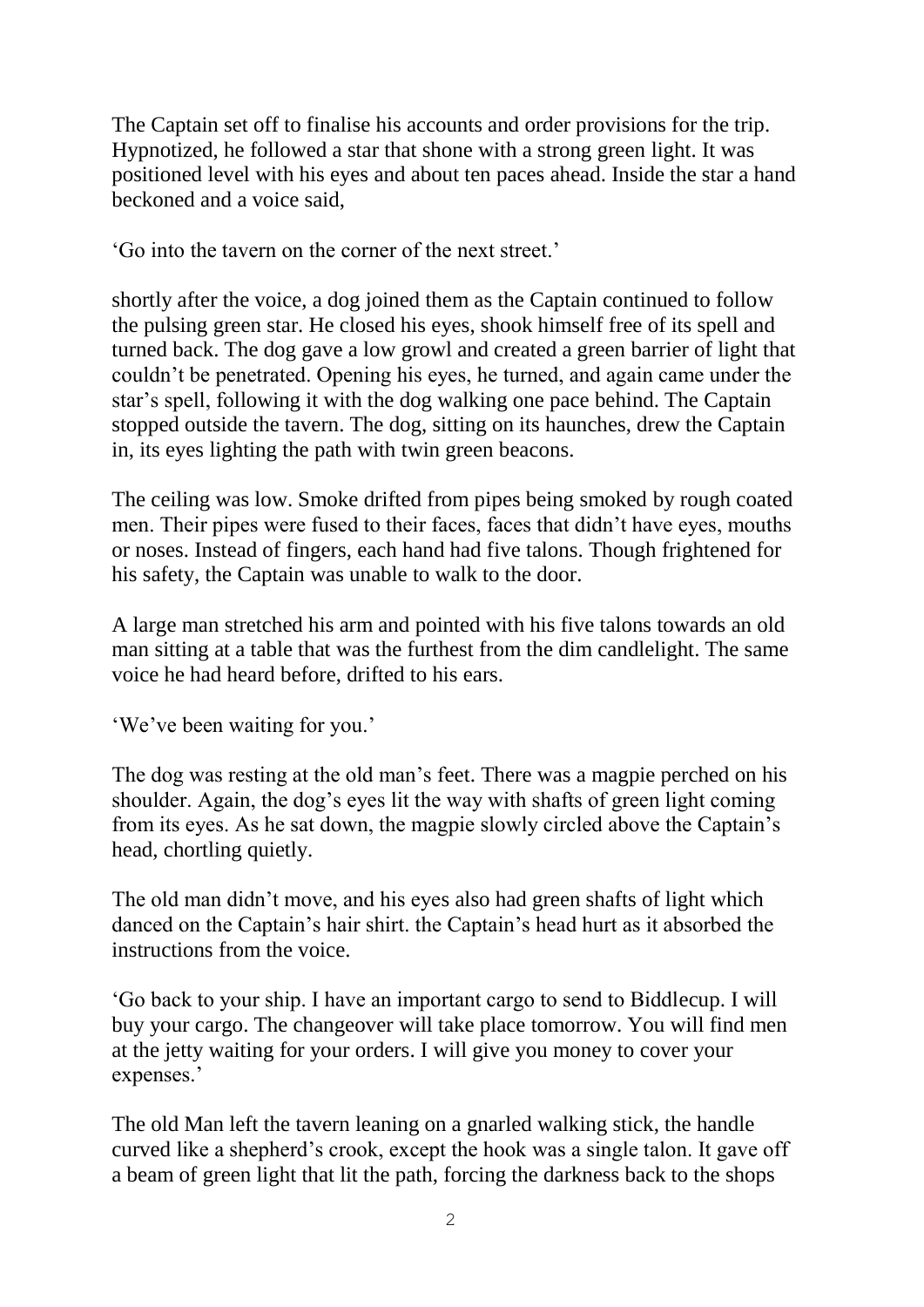The Captain set off to finalise his accounts and order provisions for the trip. Hypnotized, he followed a star that shone with a strong green light. It was positioned level with his eyes and about ten paces ahead. Inside the star a hand beckoned and a voice said,

'Go into the tavern on the corner of the next street.'

shortly after the voice, a dog joined them as the Captain continued to follow the pulsing green star. He closed his eyes, shook himself free of its spell and turned back. The dog gave a low growl and created a green barrier of light that couldn't be penetrated. Opening his eyes, he turned, and again came under the star's spell, following it with the dog walking one pace behind. The Captain stopped outside the tavern. The dog, sitting on its haunches, drew the Captain in, its eyes lighting the path with twin green beacons.

The ceiling was low. Smoke drifted from pipes being smoked by rough coated men. Their pipes were fused to their faces, faces that didn't have eyes, mouths or noses. Instead of fingers, each hand had five talons. Though frightened for his safety, the Captain was unable to walk to the door.

A large man stretched his arm and pointed with his five talons towards an old man sitting at a table that was the furthest from the dim candlelight. The same voice he had heard before, drifted to his ears.

'We've been waiting for you.'

The dog was resting at the old man's feet. There was a magpie perched on his shoulder. Again, the dog's eyes lit the way with shafts of green light coming from its eyes. As he sat down, the magpie slowly circled above the Captain's head, chortling quietly.

The old man didn't move, and his eyes also had green shafts of light which danced on the Captain's hair shirt. the Captain's head hurt as it absorbed the instructions from the voice.

'Go back to your ship. I have an important cargo to send to Biddlecup. I will buy your cargo. The changeover will take place tomorrow. You will find men at the jetty waiting for your orders. I will give you money to cover your expenses.'

The old Man left the tavern leaning on a gnarled walking stick, the handle curved like a shepherd's crook, except the hook was a single talon. It gave off a beam of green light that lit the path, forcing the darkness back to the shops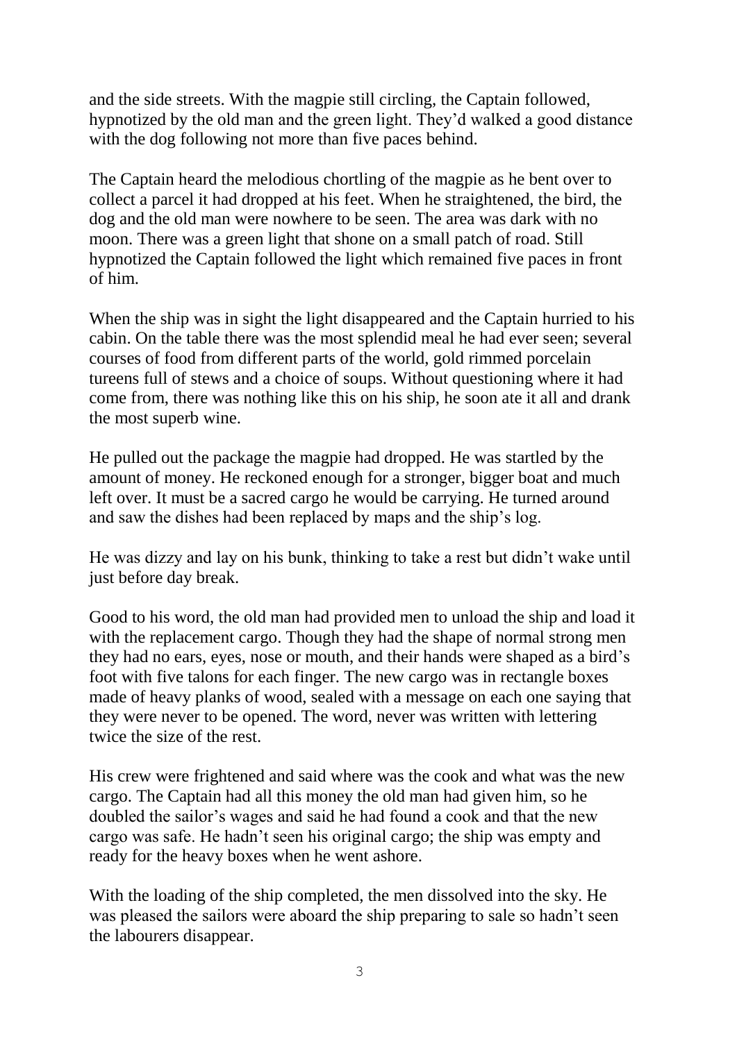and the side streets. With the magpie still circling, the Captain followed, hypnotized by the old man and the green light. They'd walked a good distance with the dog following not more than five paces behind.

The Captain heard the melodious chortling of the magpie as he bent over to collect a parcel it had dropped at his feet. When he straightened, the bird, the dog and the old man were nowhere to be seen. The area was dark with no moon. There was a green light that shone on a small patch of road. Still hypnotized the Captain followed the light which remained five paces in front of him.

When the ship was in sight the light disappeared and the Captain hurried to his cabin. On the table there was the most splendid meal he had ever seen; several courses of food from different parts of the world, gold rimmed porcelain tureens full of stews and a choice of soups. Without questioning where it had come from, there was nothing like this on his ship, he soon ate it all and drank the most superb wine.

He pulled out the package the magpie had dropped. He was startled by the amount of money. He reckoned enough for a stronger, bigger boat and much left over. It must be a sacred cargo he would be carrying. He turned around and saw the dishes had been replaced by maps and the ship's log.

He was dizzy and lay on his bunk, thinking to take a rest but didn't wake until just before day break.

Good to his word, the old man had provided men to unload the ship and load it with the replacement cargo. Though they had the shape of normal strong men they had no ears, eyes, nose or mouth, and their hands were shaped as a bird's foot with five talons for each finger. The new cargo was in rectangle boxes made of heavy planks of wood, sealed with a message on each one saying that they were never to be opened. The word, never was written with lettering twice the size of the rest.

His crew were frightened and said where was the cook and what was the new cargo. The Captain had all this money the old man had given him, so he doubled the sailor's wages and said he had found a cook and that the new cargo was safe. He hadn't seen his original cargo; the ship was empty and ready for the heavy boxes when he went ashore.

With the loading of the ship completed, the men dissolved into the sky. He was pleased the sailors were aboard the ship preparing to sale so hadn't seen the labourers disappear.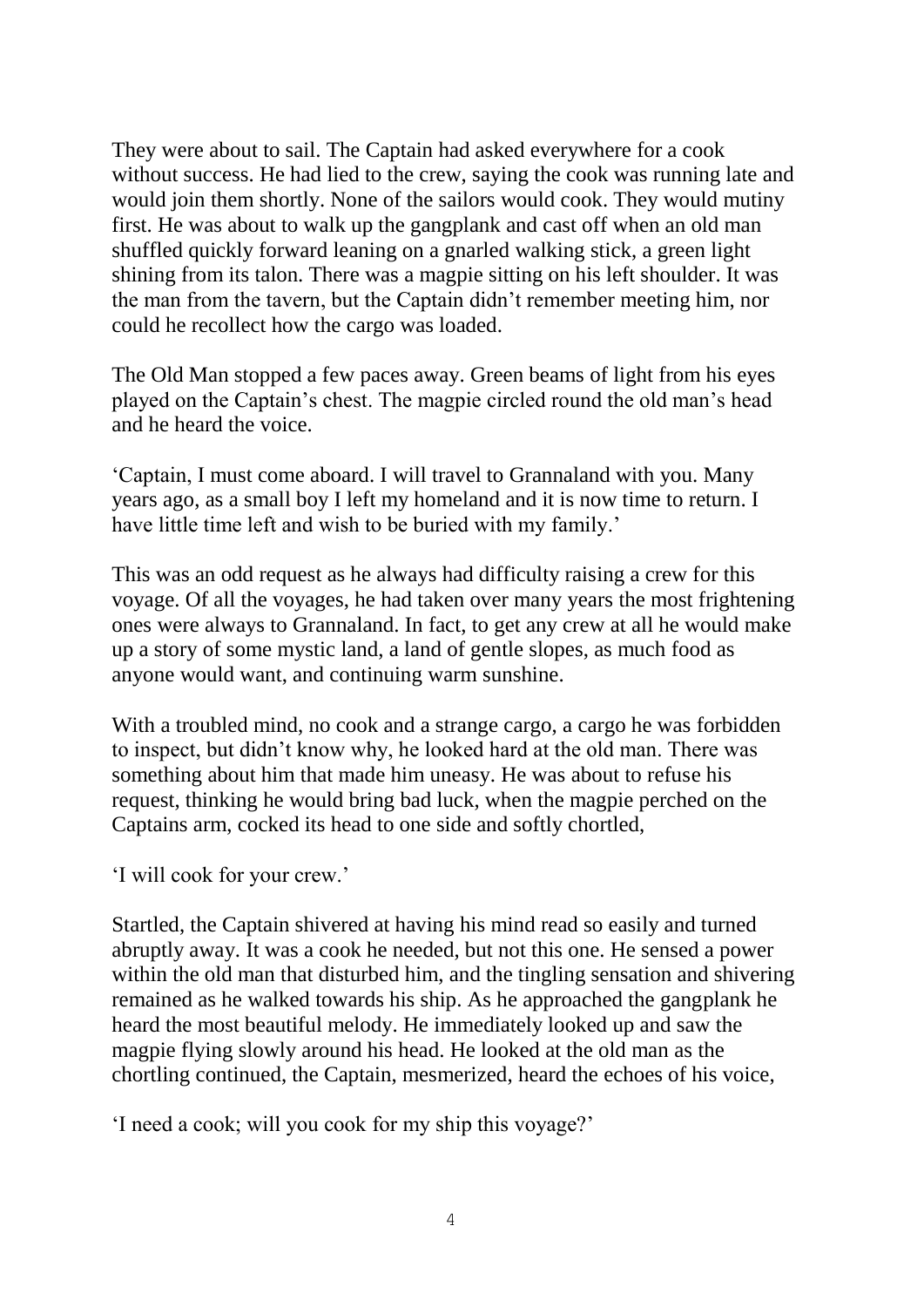They were about to sail. The Captain had asked everywhere for a cook without success. He had lied to the crew, saying the cook was running late and would join them shortly. None of the sailors would cook. They would mutiny first. He was about to walk up the gangplank and cast off when an old man shuffled quickly forward leaning on a gnarled walking stick, a green light shining from its talon. There was a magpie sitting on his left shoulder. It was the man from the tavern, but the Captain didn't remember meeting him, nor could he recollect how the cargo was loaded.

The Old Man stopped a few paces away. Green beams of light from his eyes played on the Captain's chest. The magpie circled round the old man's head and he heard the voice.

'Captain, I must come aboard. I will travel to Grannaland with you. Many years ago, as a small boy I left my homeland and it is now time to return. I have little time left and wish to be buried with my family.'

This was an odd request as he always had difficulty raising a crew for this voyage. Of all the voyages, he had taken over many years the most frightening ones were always to Grannaland. In fact, to get any crew at all he would make up a story of some mystic land, a land of gentle slopes, as much food as anyone would want, and continuing warm sunshine.

With a troubled mind, no cook and a strange cargo, a cargo he was forbidden to inspect, but didn't know why, he looked hard at the old man. There was something about him that made him uneasy. He was about to refuse his request, thinking he would bring bad luck, when the magpie perched on the Captains arm, cocked its head to one side and softly chortled,

'I will cook for your crew.'

Startled, the Captain shivered at having his mind read so easily and turned abruptly away. It was a cook he needed, but not this one. He sensed a power within the old man that disturbed him, and the tingling sensation and shivering remained as he walked towards his ship. As he approached the gangplank he heard the most beautiful melody. He immediately looked up and saw the magpie flying slowly around his head. He looked at the old man as the chortling continued, the Captain, mesmerized, heard the echoes of his voice,

'I need a cook; will you cook for my ship this voyage?'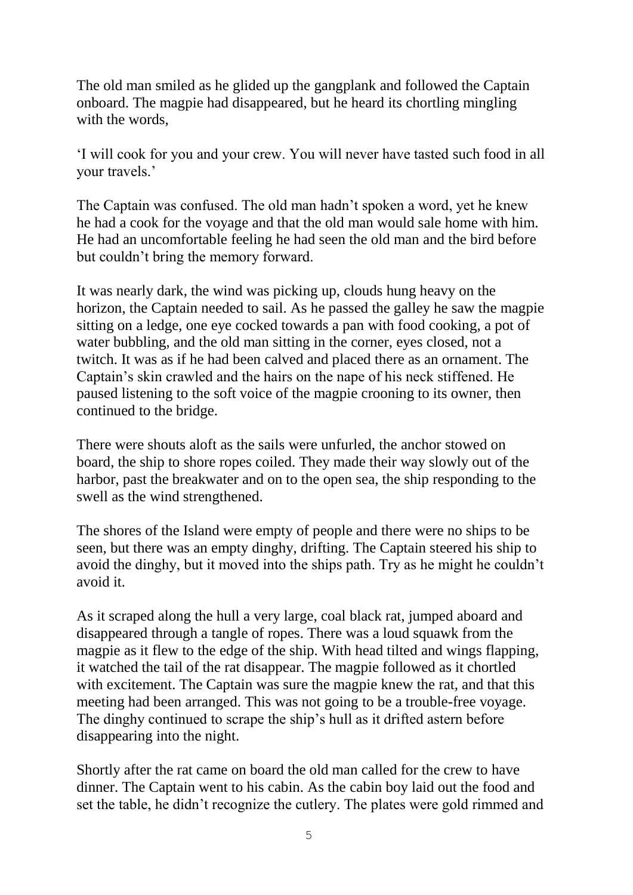The old man smiled as he glided up the gangplank and followed the Captain onboard. The magpie had disappeared, but he heard its chortling mingling with the words,

'I will cook for you and your crew. You will never have tasted such food in all your travels.'

The Captain was confused. The old man hadn't spoken a word, yet he knew he had a cook for the voyage and that the old man would sale home with him. He had an uncomfortable feeling he had seen the old man and the bird before but couldn't bring the memory forward.

It was nearly dark, the wind was picking up, clouds hung heavy on the horizon, the Captain needed to sail. As he passed the galley he saw the magpie sitting on a ledge, one eye cocked towards a pan with food cooking, a pot of water bubbling, and the old man sitting in the corner, eyes closed, not a twitch. It was as if he had been calved and placed there as an ornament. The Captain's skin crawled and the hairs on the nape of his neck stiffened. He paused listening to the soft voice of the magpie crooning to its owner, then continued to the bridge.

There were shouts aloft as the sails were unfurled, the anchor stowed on board, the ship to shore ropes coiled. They made their way slowly out of the harbor, past the breakwater and on to the open sea, the ship responding to the swell as the wind strengthened.

The shores of the Island were empty of people and there were no ships to be seen, but there was an empty dinghy, drifting. The Captain steered his ship to avoid the dinghy, but it moved into the ships path. Try as he might he couldn't avoid it.

As it scraped along the hull a very large, coal black rat, jumped aboard and disappeared through a tangle of ropes. There was a loud squawk from the magpie as it flew to the edge of the ship. With head tilted and wings flapping, it watched the tail of the rat disappear. The magpie followed as it chortled with excitement. The Captain was sure the magpie knew the rat, and that this meeting had been arranged. This was not going to be a trouble-free voyage. The dinghy continued to scrape the ship's hull as it drifted astern before disappearing into the night.

Shortly after the rat came on board the old man called for the crew to have dinner. The Captain went to his cabin. As the cabin boy laid out the food and set the table, he didn't recognize the cutlery. The plates were gold rimmed and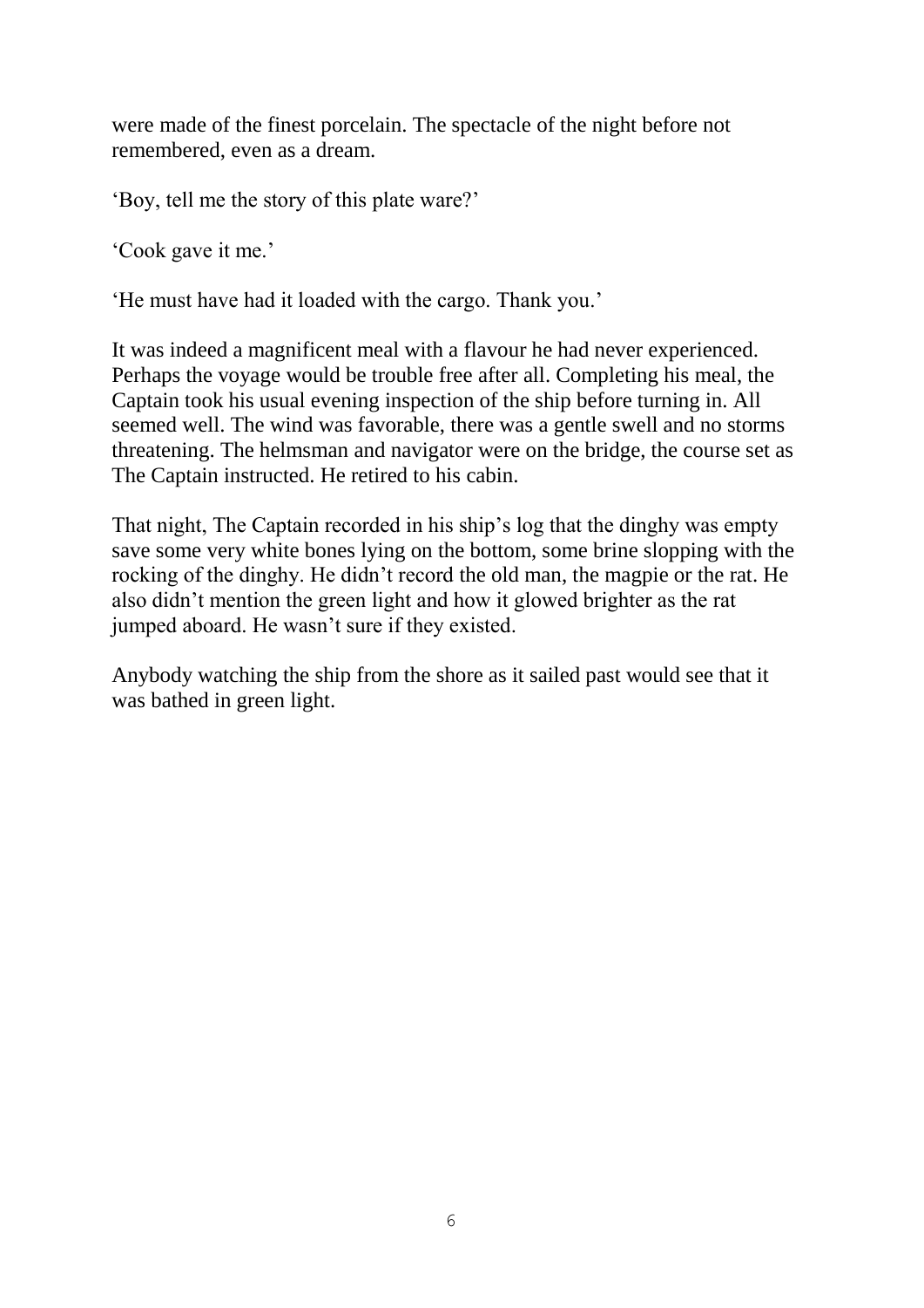were made of the finest porcelain. The spectacle of the night before not remembered, even as a dream.

'Boy, tell me the story of this plate ware?'

'Cook gave it me.'

'He must have had it loaded with the cargo. Thank you.'

It was indeed a magnificent meal with a flavour he had never experienced. Perhaps the voyage would be trouble free after all. Completing his meal, the Captain took his usual evening inspection of the ship before turning in. All seemed well. The wind was favorable, there was a gentle swell and no storms threatening. The helmsman and navigator were on the bridge, the course set as The Captain instructed. He retired to his cabin.

That night, The Captain recorded in his ship's log that the dinghy was empty save some very white bones lying on the bottom, some brine slopping with the rocking of the dinghy. He didn't record the old man, the magpie or the rat. He also didn't mention the green light and how it glowed brighter as the rat jumped aboard. He wasn't sure if they existed.

Anybody watching the ship from the shore as it sailed past would see that it was bathed in green light.